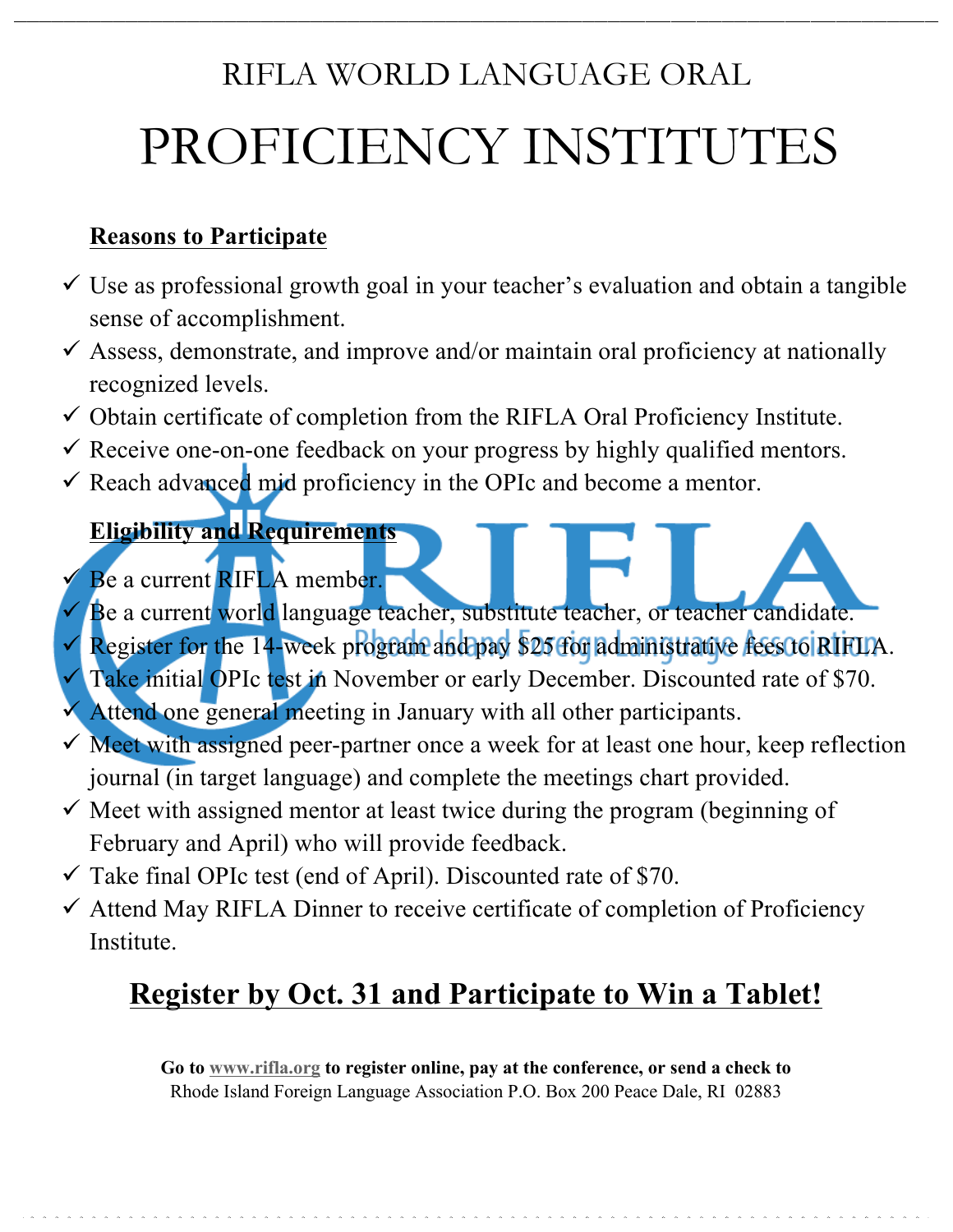# RIFLA WORLD LANGUAGE ORAL PROFICIENCY INSTITUTES

**Reasons to Participate**

- ✓ Use as professional growth goal in your teacher's evaluation and obtain a tangible sense of accomplishment.
- ✓ Assess, demonstrate, and improve and/or maintain oral proficiency at nationally recognized levels.
- ✓ Obtain certificate of completion from the RIFLA Oral Proficiency Institute.
- ✓ Receive one-on-one feedback on your progress by highly qualified mentors.
- ✓ Reach advanced mid proficiency in the OPIc and become a mentor.

**Eligibility and Requirements**

- ✓ Be a current RIFLA member.
- ✓ Be a current world language teacher, substitute teacher, or teacher candidate.
- ✓ Register for the 14-week program and pay $25 for administrative fees to RIFLA.
- ✓ Take initial OPIc test in November or early December. Discounted rate of $70.
- ✓ Attend one general meeting in January with all other participants.
- ✓ Meet with assigned peer-partner once a week for at least one hour, keep reflection journal (in target language) and complete the meetings chart provided.
- ✓ Meet with assigned mentor at least twice during the program (beginning of February and April) who will provide feedback.
- ✓ Take final OPIc test (end of April). Discounted rate of $70.
- ✓ Attend May RIFLA Dinner to receive certificate of completion of Proficiency Institute.

## Register by Oct. 31 and Participate to Win a Tablet!

**Go to www.rifla.org to register online, pay at the conference, or send a check to**
Rhode Island Foreign Language Association P.O. Box 200 Peace Dale, RI 02883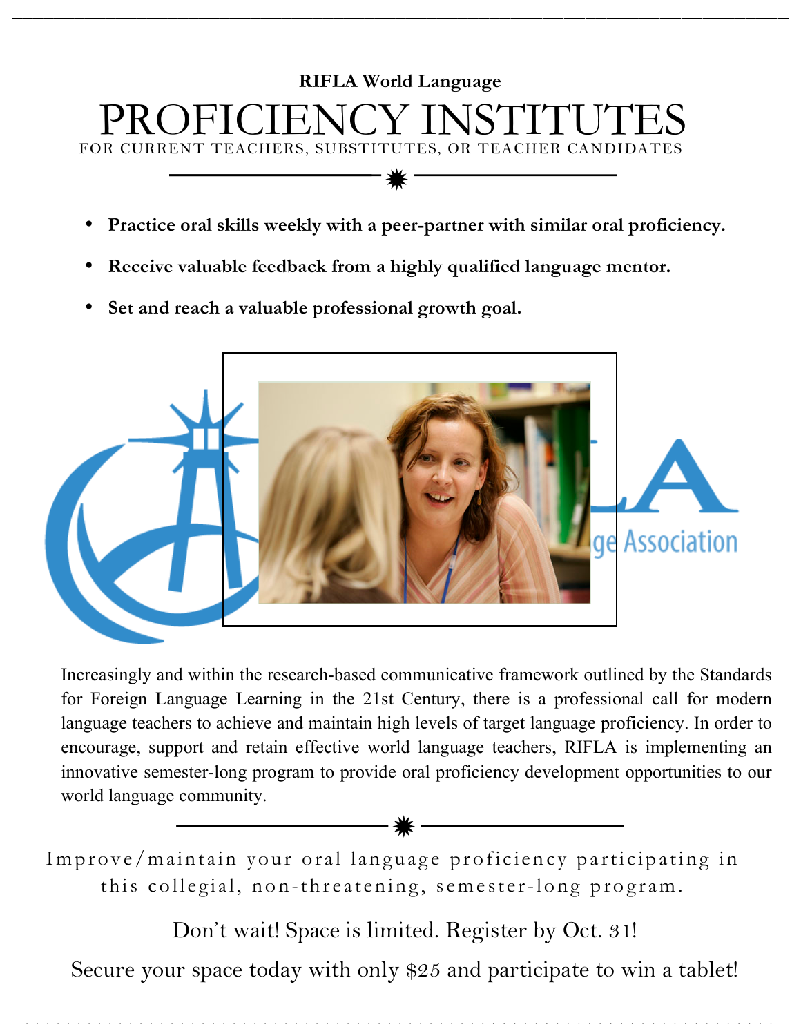**RIFLA World Language**

# PROFICIENCY INSTITUTES

FOR CURRENT TEACHERS, SUBSTITUTES, OR TEACHER CANDIDATES

- **Practice oral skills weekly with a peer-partner with similar oral proficiency.**
- **Receive valuable feedback from a highly qualified language mentor.**
- **Set and reach a valuable professional growth goal.**

Increasingly and within the research-based communicative framework outlined by the Standards for Foreign Language Learning in the 21st Century, there is a professional call for modern language teachers to achieve and maintain high levels of target language proficiency. In order to encourage, support and retain effective world language teachers, RIFLA is implementing an innovative semester-long program to provide oral proficiency development opportunities to our world language community.

Improve/maintain your oral language proficiency participating in this collegial, non-threatening, semester-long program.

Don't wait! Space is limited. Register by Oct. 31!

Secure your space today with only $25 and participate to win a tablet!